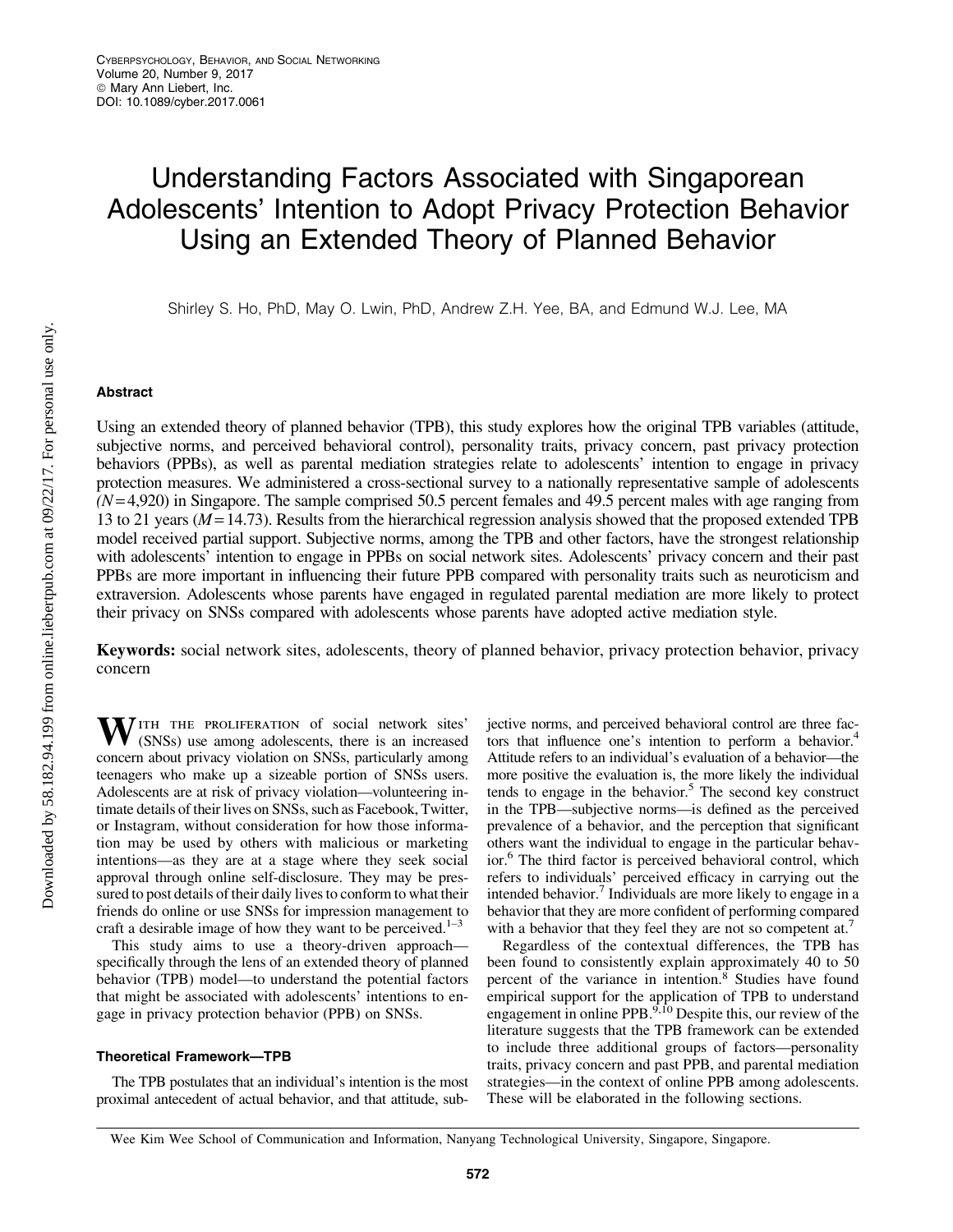# Understanding Factors Associated with Singaporean Adolescents' Intention to Adopt Privacy Protection Behavior Using an Extended Theory of Planned Behavior

Shirley S. Ho, PhD, May O. Lwin, PhD, Andrew Z.H. Yee, BA, and Edmund W.J. Lee, MA

## Abstract

Using an extended theory of planned behavior (TPB), this study explores how the original TPB variables (attitude, subjective norms, and perceived behavioral control), personality traits, privacy concern, past privacy protection behaviors (PPBs), as well as parental mediation strategies relate to adolescents' intention to engage in privacy protection measures. We administered a cross-sectional survey to a nationally representative sample of adolescents ($N=4{,}920$) in Singapore. The sample comprised 50.5 percent females and 49.5 percent males with age ranging from 13 to 21 years ($M=14.73$). Results from the hierarchical regression analysis showed that the proposed extended TPB model received partial support. Subjective norms, among the TPB and other factors, have the strongest relationship with adolescents' intention to engage in PPBs on social network sites. Adolescents' privacy concern and their past PPBs are more important in influencing their future PPB compared with personality traits such as neuroticism and extraversion. Adolescents whose parents have engaged in regulated parental mediation are more likely to protect their privacy on SNSs compared with adolescents whose parents have adopted active mediation style.

**Keywords:** social network sites, adolescents, theory of planned behavior, privacy protection behavior, privacy concern

With the proliferation of social network sites' (SNSs) use among adolescents, there is an increased concern about privacy violation on SNSs, particularly among teenagers who make up a sizeable portion of SNSs users. Adolescents are at risk of privacy violation—volunteering intimate details of their lives on SNSs, such as Facebook, Twitter, or Instagram, without consideration for how those information may be used by others with malicious or marketing intentions—as they are at a stage where they seek social approval through online self-disclosure. They may be pressured to post details of their daily lives to conform to what their friends do online or use SNSs for impression management to craft a desirable image of how they want to be perceived.[1–3]

This study aims to use a theory-driven approach—specifically through the lens of an extended theory of planned behavior (TPB) model—to understand the potential factors that might be associated with adolescents' intentions to engage in privacy protection behavior (PPB) on SNSs.

### Theoretical Framework—TPB

The TPB postulates that an individual's intention is the most proximal antecedent of actual behavior, and that attitude, subjective norms, and perceived behavioral control are three factors that influence one's intention to perform a behavior.[4] Attitude refers to an individual's evaluation of a behavior—the more positive the evaluation is, the more likely the individual tends to engage in the behavior.[5] The second key construct in the TPB—subjective norms—is defined as the perceived prevalence of a behavior, and the perception that significant others want the individual to engage in the particular behavior.[6] The third factor is perceived behavioral control, which refers to individuals' perceived efficacy in carrying out the intended behavior.[7] Individuals are more likely to engage in a behavior that they are more confident of performing compared with a behavior that they feel they are not so competent at.[7]

Regardless of the contextual differences, the TPB has been found to consistently explain approximately 40 to 50 percent of the variance in intention.[8] Studies have found empirical support for the application of TPB to understand engagement in online PPB.[9,10] Despite this, our review of the literature suggests that the TPB framework can be extended to include three additional groups of factors—personality traits, privacy concern and past PPB, and parental mediation strategies—in the context of online PPB among adolescents. These will be elaborated in the following sections.

Wee Kim Wee School of Communication and Information, Nanyang Technological University, Singapore, Singapore.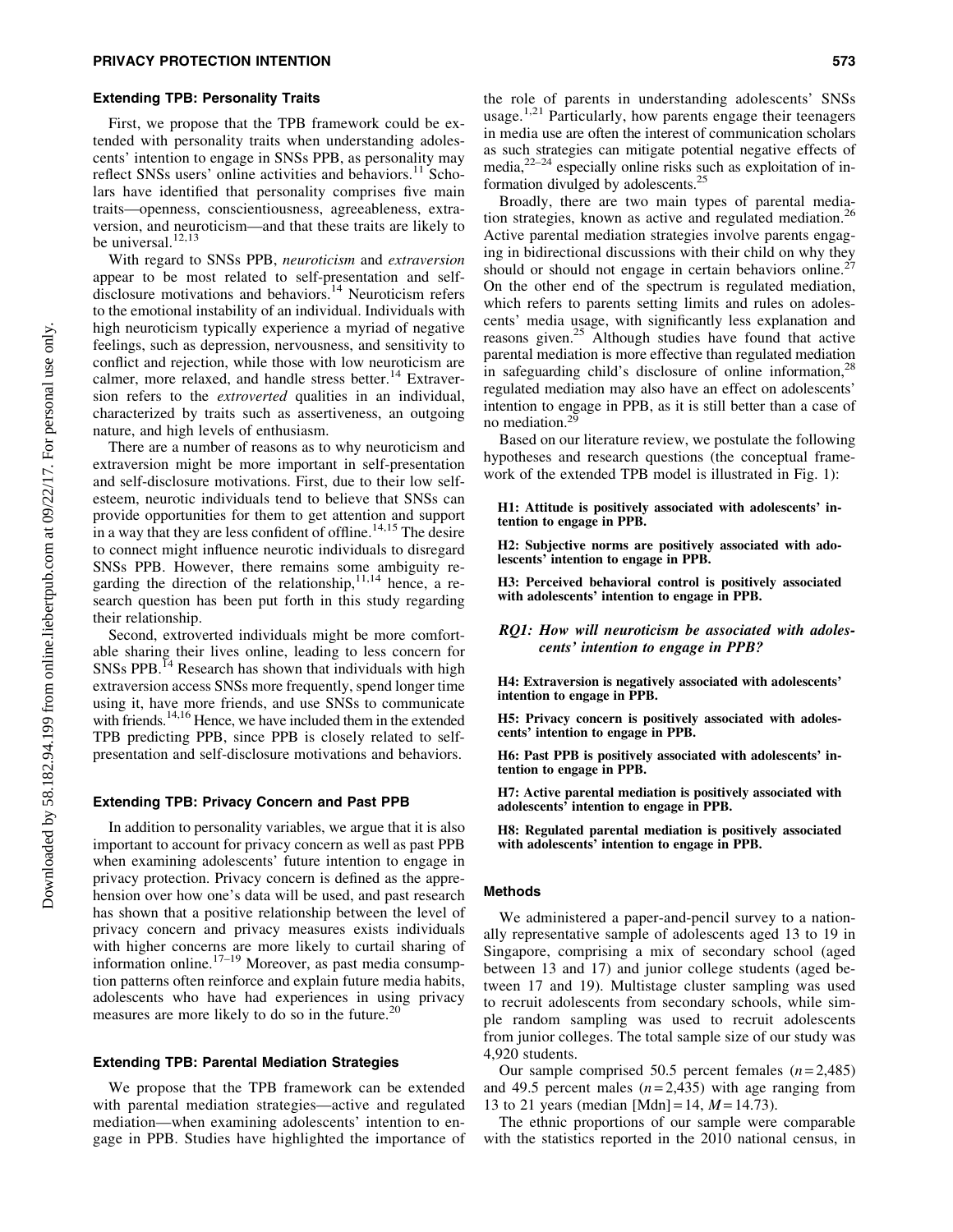### Extending TPB: Personality Traits

First, we propose that the TPB framework could be extended with personality traits when understanding adolescents' intention to engage in SNSs PPB, as personality may reflect SNSs users' online activities and behaviors.[11] Scholars have identified that personality comprises five main traits—openness, conscientiousness, agreeableness, extraversion, and neuroticism—and that these traits are likely to be universal.[12,13]

With regard to SNSs PPB, *neuroticism* and *extraversion* appear to be most related to self-presentation and self-disclosure motivations and behaviors.[14] Neuroticism refers to the emotional instability of an individual. Individuals with high neuroticism typically experience a myriad of negative feelings, such as depression, nervousness, and sensitivity to conflict and rejection, while those with low neuroticism are calmer, more relaxed, and handle stress better.[14] Extraversion refers to the *extroverted* qualities in an individual, characterized by traits such as assertiveness, an outgoing nature, and high levels of enthusiasm.

There are a number of reasons as to why neuroticism and extraversion might be more important in self-presentation and self-disclosure motivations. First, due to their low self-esteem, neurotic individuals tend to believe that SNSs can provide opportunities for them to get attention and support in a way that they are less confident of offline.[14,15] The desire to connect might influence neurotic individuals to disregard SNSs PPB. However, there remains some ambiguity regarding the direction of the relationship,[11,14] hence, a research question has been put forth in this study regarding their relationship.

Second, extroverted individuals might be more comfortable sharing their lives online, leading to less concern for SNSs PPB.[14] Research has shown that individuals with high extraversion access SNSs more frequently, spend longer time using it, have more friends, and use SNSs to communicate with friends.[14,16] Hence, we have included them in the extended TPB predicting PPB, since PPB is closely related to self-presentation and self-disclosure motivations and behaviors.

### Extending TPB: Privacy Concern and Past PPB

In addition to personality variables, we argue that it is also important to account for privacy concern as well as past PPB when examining adolescents' future intention to engage in privacy protection. Privacy concern is defined as the apprehension over how one's data will be used, and past research has shown that a positive relationship between the level of privacy concern and privacy measures exists individuals with higher concerns are more likely to curtail sharing of information online.[17–19] Moreover, as past media consumption patterns often reinforce and explain future media habits, adolescents who have had experiences in using privacy measures are more likely to do so in the future.[20]

### Extending TPB: Parental Mediation Strategies

We propose that the TPB framework can be extended with parental mediation strategies—active and regulated mediation—when examining adolescents' intention to engage in PPB. Studies have highlighted the importance of the role of parents in understanding adolescents' SNSs usage.[1,21] Particularly, how parents engage their teenagers in media use are often the interest of communication scholars as such strategies can mitigate potential negative effects of media,[22–24] especially online risks such as exploitation of information divulged by adolescents.[25]

Broadly, there are two main types of parental mediation strategies, known as active and regulated mediation.[26] Active parental mediation strategies involve parents engaging in bidirectional discussions with their child on why they should or should not engage in certain behaviors online.[27] On the other end of the spectrum is regulated mediation, which refers to parents setting limits and rules on adolescents' media usage, with significantly less explanation and reasons given.[25] Although studies have found that active parental mediation is more effective than regulated mediation in safeguarding child's disclosure of online information,[28] regulated mediation may also have an effect on adolescents' intention to engage in PPB, as it is still better than a case of no mediation.[29]

Based on our literature review, we postulate the following hypotheses and research questions (the conceptual framework of the extended TPB model is illustrated in Fig. 1):

**H1: Attitude is positively associated with adolescents' intention to engage in PPB.**

**H2: Subjective norms are positively associated with adolescents' intention to engage in PPB.**

**H3: Perceived behavioral control is positively associated with adolescents' intention to engage in PPB.**

***RQ1: How will neuroticism be associated with adolescents' intention to engage in PPB?***

**H4: Extraversion is negatively associated with adolescents' intention to engage in PPB.**

**H5: Privacy concern is positively associated with adolescents' intention to engage in PPB.**

**H6: Past PPB is positively associated with adolescents' intention to engage in PPB.**

**H7: Active parental mediation is positively associated with adolescents' intention to engage in PPB.**

**H8: Regulated parental mediation is positively associated with adolescents' intention to engage in PPB.**

### Methods

We administered a paper-and-pencil survey to a nationally representative sample of adolescents aged 13 to 19 in Singapore, comprising a mix of secondary school (aged between 13 and 17) and junior college students (aged between 17 and 19). Multistage cluster sampling was used to recruit adolescents from secondary schools, while simple random sampling was used to recruit adolescents from junior colleges. The total sample size of our study was 4,920 students.

Our sample comprised 50.5 percent females ($n = 2{,}485$) and 49.5 percent males ($n = 2{,}435$) with age ranging from 13 to 21 years (median [Mdn] = 14, $M = 14.73$).

The ethnic proportions of our sample were comparable with the statistics reported in the 2010 national census, in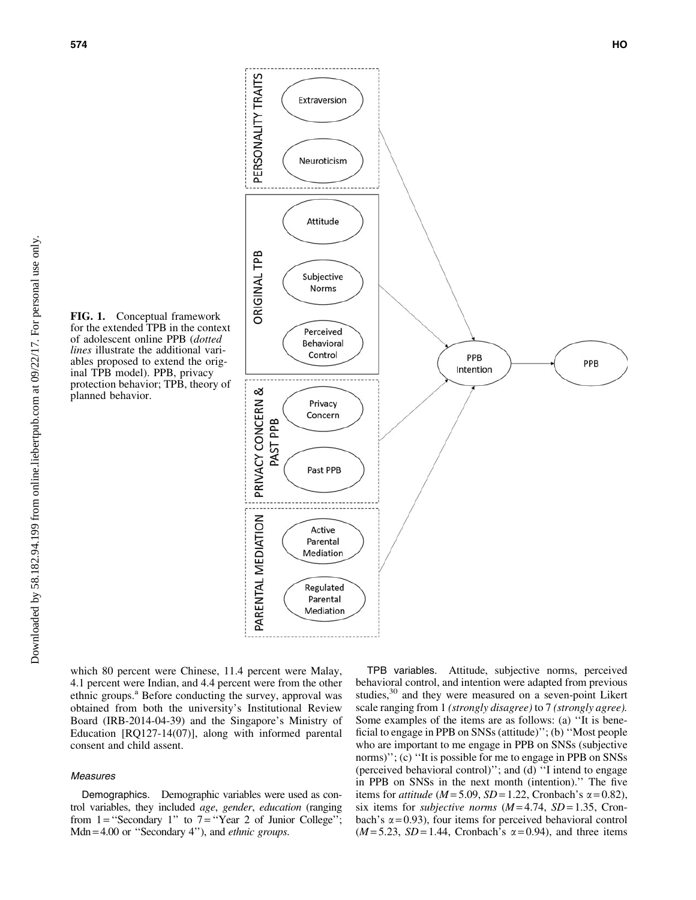FIG. 1. Conceptual framework for the extended TPB in the context of adolescent online PPB (*dotted lines* illustrate the additional variables proposed to extend the original TPB model). PPB, privacy protection behavior; TPB, theory of planned behavior.

which 80 percent were Chinese, 11.4 percent were Malay, 4.1 percent were Indian, and 4.4 percent were from the other ethnic groups.[a] Before conducting the survey, approval was obtained from both the university's Institutional Review Board (IRB-2014-04-39) and the Singapore's Ministry of Education [RQ127-14(07)], along with informed parental consent and child assent.

### *Measures*

**Demographics.** Demographic variables were used as control variables, they included *age*, *gender*, *education* (ranging from 1 = ''Secondary 1'' to 7 = ''Year 2 of Junior College''; Mdn = 4.00 or ''Secondary 4''), and *ethnic groups*.

**TPB variables.** Attitude, subjective norms, perceived behavioral control, and intention were adapted from previous studies,[30] and they were measured on a seven-point Likert scale ranging from 1 *(strongly disagree)* to 7 *(strongly agree)*. Some examples of the items are as follows: (a) ''It is beneficial to engage in PPB on SNSs (attitude)''; (b) ''Most people who are important to me engage in PPB on SNSs (subjective norms)''; (c) ''It is possible for me to engage in PPB on SNSs (perceived behavioral control)''; and (d) ''I intend to engage in PPB on SNSs in the next month (intention).'' The five items for *attitude* ($M = 5.09$, $SD = 1.22$, Cronbach's $\alpha = 0.82$), six items for *subjective norms* ($M = 4.74$, $SD = 1.35$, Cronbach's $\alpha = 0.93$), four items for perceived behavioral control ($M = 5.23$, $SD = 1.44$, Cronbach's $\alpha = 0.94$), and three items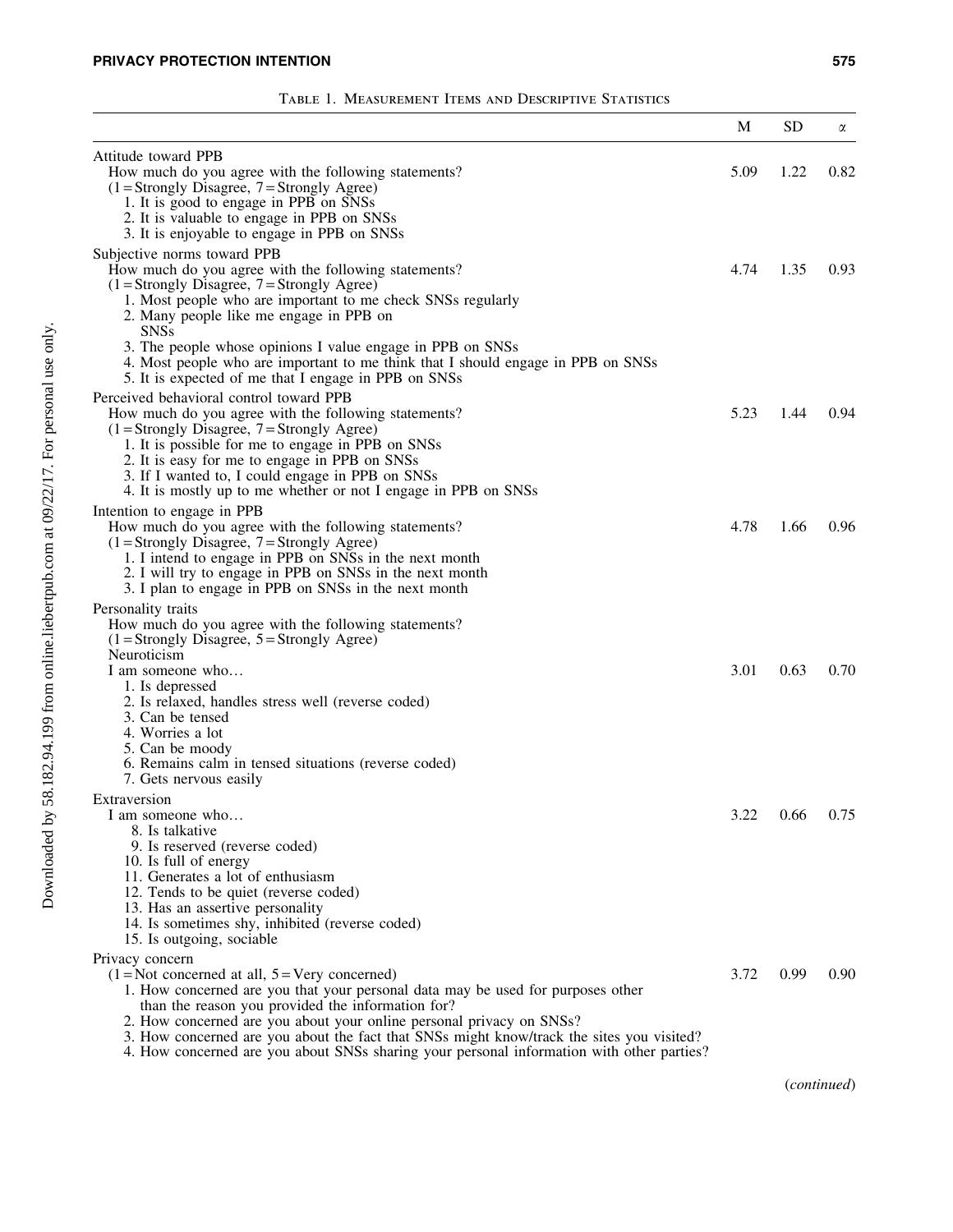Table 1. Measurement Items and Descriptive Statistics

| | M | SD | α |
|---|---|---|---|
| Attitude toward PPB<br>How much do you agree with the following statements?<br>(1 = Strongly Disagree, 7 = Strongly Agree)<br>1. It is good to engage in PPB on SNSs<br>2. It is valuable to engage in PPB on SNSs<br>3. It is enjoyable to engage in PPB on SNSs | 5.09 | 1.22 | 0.82 |
| Subjective norms toward PPB<br>How much do you agree with the following statements?<br>(1 = Strongly Disagree, 7 = Strongly Agree)<br>1. Most people who are important to me check SNSs regularly<br>2. Many people like me engage in PPB on SNSs<br>3. The people whose opinions I value engage in PPB on SNSs<br>4. Most people who are important to me think that I should engage in PPB on SNSs<br>5. It is expected of me that I engage in PPB on SNSs | 4.74 | 1.35 | 0.93 |
| Perceived behavioral control toward PPB<br>How much do you agree with the following statements?<br>(1 = Strongly Disagree, 7 = Strongly Agree)<br>1. It is possible for me to engage in PPB on SNSs<br>2. It is easy for me to engage in PPB on SNSs<br>3. If I wanted to, I could engage in PPB on SNSs<br>4. It is mostly up to me whether or not I engage in PPB on SNSs | 5.23 | 1.44 | 0.94 |
| Intention to engage in PPB<br>How much do you agree with the following statements?<br>(1 = Strongly Disagree, 7 = Strongly Agree)<br>1. I intend to engage in PPB on SNSs in the next month<br>2. I will try to engage in PPB on SNSs in the next month<br>3. I plan to engage in PPB on SNSs in the next month | 4.78 | 1.66 | 0.96 |
| Personality traits<br>How much do you agree with the following statements?<br>(1 = Strongly Disagree, 5 = Strongly Agree) | | | |
| Neuroticism<br>I am someone who…<br>1. Is depressed<br>2. Is relaxed, handles stress well (reverse coded)<br>3. Can be tensed<br>4. Worries a lot<br>5. Can be moody<br>6. Remains calm in tensed situations (reverse coded)<br>7. Gets nervous easily | 3.01 | 0.63 | 0.70 |
| Extraversion<br>I am someone who…<br>8. Is talkative<br>9. Is reserved (reverse coded)<br>10. Is full of energy<br>11. Generates a lot of enthusiasm<br>12. Tends to be quiet (reverse coded)<br>13. Has an assertive personality<br>14. Is sometimes shy, inhibited (reverse coded)<br>15. Is outgoing, sociable | 3.22 | 0.66 | 0.75 |
| Privacy concern<br>(1 = Not concerned at all, 5 = Very concerned)<br>1. How concerned are you that your personal data may be used for purposes other than the reason you provided the information for?<br>2. How concerned are you about your online personal privacy on SNSs?<br>3. How concerned are you about the fact that SNSs might know/track the sites you visited?<br>4. How concerned are you about SNSs sharing your personal information with other parties? | 3.72 | 0.99 | 0.90 |

(*continued*)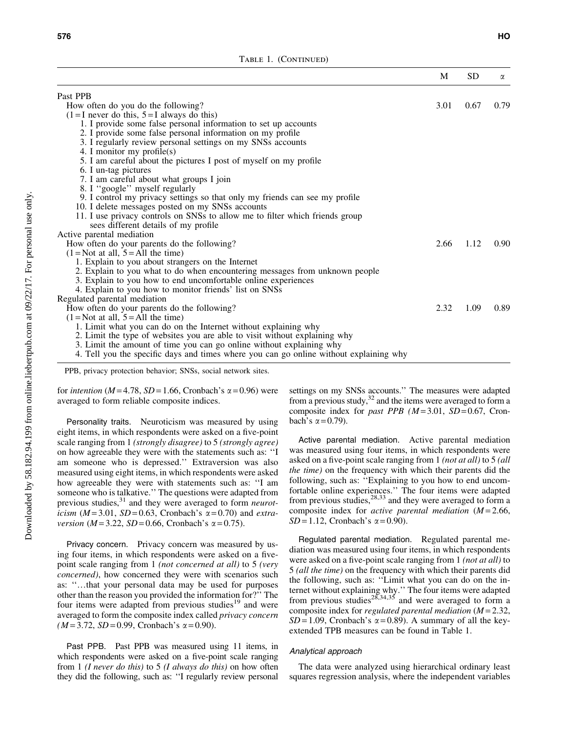Table 1. (Continued)

| | M | SD | α |
|---|---|---|---|
| Past PPB | | | |
| How often do you do the following? ($1=$I never do this, $5=$I always do this) | 3.01 | 0.67 | 0.79 |
| 1. I provide some false personal information to set up accounts | | | |
| 2. I provide some false personal information on my profile | | | |
| 3. I regularly review personal settings on my SNSs accounts | | | |
| 4. I monitor my profile(s) | | | |
| 5. I am careful about the pictures I post of myself on my profile | | | |
| 6. I un-tag pictures | | | |
| 7. I am careful about what groups I join | | | |
| 8. I ''google'' myself regularly | | | |
| 9. I control my privacy settings so that only my friends can see my profile | | | |
| 10. I delete messages posted on my SNSs accounts | | | |
| 11. I use privacy controls on SNSs to allow me to filter which friends group sees different details of my profile | | | |
| Active parental mediation | | | |
| How often do your parents do the following? ($1=$Not at all, $5=$All the time) | 2.66 | 1.12 | 0.90 |
| 1. Explain to you about strangers on the Internet | | | |
| 2. Explain to you what to do when encountering messages from unknown people | | | |
| 3. Explain to you how to end uncomfortable online experiences | | | |
| 4. Explain to you how to monitor friends' list on SNSs | | | |
| Regulated parental mediation | | | |
| How often do your parents do the following? ($1=$Not at all, $5=$All the time) | 2.32 | 1.09 | 0.89 |
| 1. Limit what you can do on the Internet without explaining why | | | |
| 2. Limit the type of websites you are able to visit without explaining why | | | |
| 3. Limit the amount of time you can go online without explaining why | | | |
| 4. Tell you the specific days and times where you can go online without explaining why | | | |

PPB, privacy protection behavior; SNSs, social network sites.

for *intention* ($M=4.78$, $SD=1.66$, Cronbach's $\alpha=0.96$) were averaged to form reliable composite indices.

Personality traits. Neuroticism was measured by using eight items, in which respondents were asked on a five-point scale ranging from 1 *(strongly disagree)* to 5 *(strongly agree)* on how agreeable they were with the statements such as: ''I am someone who is depressed.'' Extraversion was also measured using eight items, in which respondents were asked how agreeable they were with statements such as: ''I am someone who is talkative.'' The questions were adapted from previous studies,[31] and they were averaged to form *neuroticism* ($M=3.01$, $SD=0.63$, Cronbach's $\alpha=0.70$) and *extraversion* ($M=3.22$, $SD=0.66$, Cronbach's $\alpha=0.75$).

Privacy concern. Privacy concern was measured by using four items, in which respondents were asked on a five-point scale ranging from 1 *(not concerned at all)* to 5 *(very concerned)*, how concerned they were with scenarios such as: ''…that your personal data may be used for purposes other than the reason you provided the information for?'' The four items were adapted from previous studies[19] and were averaged to form the composite index called *privacy concern* ($M=3.72$, $SD=0.99$, Cronbach's $\alpha=0.90$).

Past PPB. Past PPB was measured using 11 items, in which respondents were asked on a five-point scale ranging from 1 *(I never do this)* to 5 *(I always do this)* on how often they did the following, such as: ''I regularly review personal settings on my SNSs accounts.'' The measures were adapted from a previous study,[32] and the items were averaged to form a composite index for *past PPB* ($M=3.01$, $SD=0.67$, Cronbach's $\alpha=0.79$).

Active parental mediation. Active parental mediation was measured using four items, in which respondents were asked on a five-point scale ranging from 1 *(not at all)* to 5 *(all the time)* on the frequency with which their parents did the following, such as: ''Explaining to you how to end uncomfortable online experiences.'' The four items were adapted from previous studies,[28,33] and they were averaged to form a composite index for *active parental mediation* ($M=2.66$, $SD=1.12$, Cronbach's $\alpha=0.90$).

Regulated parental mediation. Regulated parental mediation was measured using four items, in which respondents were asked on a five-point scale ranging from 1 *(not at all)* to 5 *(all the time)* on the frequency with which their parents did the following, such as: ''Limit what you can do on the internet without explaining why.'' The four items were adapted from previous studies[28,34,35] and were averaged to form a composite index for *regulated parental mediation* ($M=2.32$, $SD=1.09$, Cronbach's $\alpha=0.89$). A summary of all the key-extended TPB measures can be found in Table 1.

### Analytical approach

The data were analyzed using hierarchical ordinary least squares regression analysis, where the independent variables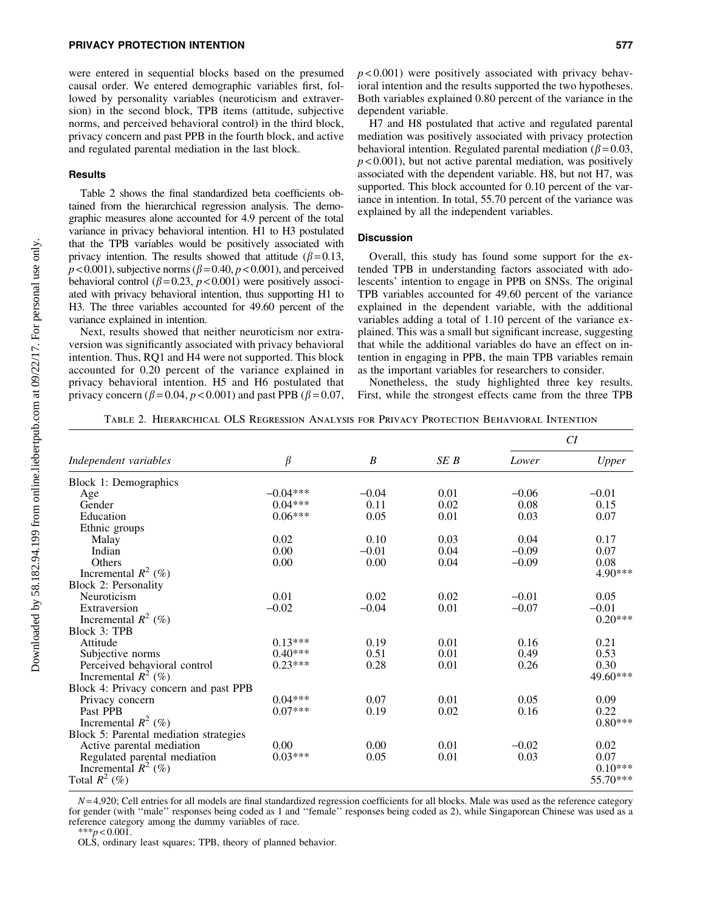were entered in sequential blocks based on the presumed causal order. We entered demographic variables first, followed by personality variables (neuroticism and extraversion) in the second block, TPB items (attitude, subjective norms, and perceived behavioral control) in the third block, privacy concern and past PPB in the fourth block, and active and regulated parental mediation in the last block.

### Results

Table 2 shows the final standardized beta coefficients obtained from the hierarchical regression analysis. The demographic measures alone accounted for 4.9 percent of the total variance in privacy behavioral intention. H1 to H3 postulated that the TPB variables would be positively associated with privacy intention. The results showed that attitude ($\beta = 0.13$, $p < 0.001$), subjective norms ($\beta = 0.40$, $p < 0.001$), and perceived behavioral control ($\beta = 0.23$, $p < 0.001$) were positively associated with privacy behavioral intention, thus supporting H1 to H3. The three variables accounted for 49.60 percent of the variance explained in intention.

Next, results showed that neither neuroticism nor extraversion was significantly associated with privacy behavioral intention. Thus, RQ1 and H4 were not supported. This block accounted for 0.20 percent of the variance explained in privacy behavioral intention. H5 and H6 postulated that privacy concern ($\beta = 0.04$, $p < 0.001$) and past PPB ($\beta = 0.07$, $p < 0.001$) were positively associated with privacy behavioral intention and the results supported the two hypotheses. Both variables explained 0.80 percent of the variance in the dependent variable.

H7 and H8 postulated that active and regulated parental mediation was positively associated with privacy protection behavioral intention. Regulated parental mediation ($\beta = 0.03$, $p < 0.001$), but not active parental mediation, was positively associated with the dependent variable. H8, but not H7, was supported. This block accounted for 0.10 percent of the variance in intention. In total, 55.70 percent of the variance was explained by all the independent variables.

### Discussion

Overall, this study has found some support for the extended TPB in understanding factors associated with adolescents' intention to engage in PPB on SNSs. The original TPB variables accounted for 49.60 percent of the variance explained in the dependent variable, with the additional variables adding a total of 1.10 percent of the variance explained. This was a small but significant increase, suggesting that while the additional variables do have an effect on intention in engaging in PPB, the main TPB variables remain as the important variables for researchers to consider.

Nonetheless, the study highlighted three key results. First, while the strongest effects came from the three TPB

Table 2. Hierarchical OLS Regression Analysis for Privacy Protection Behavioral Intention

| Independent variables | β | B | SE B | CI Lower | CI Upper |
|---|---|---|---|---|---|
| Block 1: Demographics | | | | | |
| Age | −0.04*** | −0.04 | 0.01 | −0.06 | −0.01 |
| Gender | 0.04*** | 0.11 | 0.02 | 0.08 | 0.15 |
| Education | 0.06*** | 0.05 | 0.01 | 0.03 | 0.07 |
| Ethnic groups | | | | | |
| Malay | 0.02 | 0.10 | 0.03 | 0.04 | 0.17 |
| Indian | 0.00 | −0.01 | 0.04 | −0.09 | 0.07 |
| Others | 0.00 | 0.00 | 0.04 | −0.09 | 0.08 |
| Incremental $R^2$ (%) | | | | | 4.90*** |
| Block 2: Personality | | | | | |
| Neuroticism | 0.01 | 0.02 | 0.02 | −0.01 | 0.05 |
| Extraversion | −0.02 | −0.04 | 0.01 | −0.07 | −0.01 |
| Incremental $R^2$ (%) | | | | | 0.20*** |
| Block 3: TPB | | | | | |
| Attitude | 0.13*** | 0.19 | 0.01 | 0.16 | 0.21 |
| Subjective norms | 0.40*** | 0.51 | 0.01 | 0.49 | 0.53 |
| Perceived behavioral control | 0.23*** | 0.28 | 0.01 | 0.26 | 0.30 |
| Incremental $R^2$ (%) | | | | | 49.60*** |
| Block 4: Privacy concern and past PPB | | | | | |
| Privacy concern | 0.04*** | 0.07 | 0.01 | 0.05 | 0.09 |
| Past PPB | 0.07*** | 0.19 | 0.02 | 0.16 | 0.22 |
| Incremental $R^2$ (%) | | | | | 0.80*** |
| Block 5: Parental mediation strategies | | | | | |
| Active parental mediation | 0.00 | 0.00 | 0.01 | −0.02 | 0.02 |
| Regulated parental mediation | 0.03*** | 0.05 | 0.01 | 0.03 | 0.07 |
| Incremental $R^2$ (%) | | | | | 0.10*** |
| Total $R^2$ (%) | | | | | 55.70*** |

$N = 4{,}920$; Cell entries for all models are final standardized regression coefficients for all blocks. Male was used as the reference category for gender (with "male" responses being coded as 1 and "female" responses being coded as 2), while Singaporean Chinese was used as a reference category among the dummy variables of race.

***$p < 0.001$.

OLS, ordinary least squares; TPB, theory of planned behavior.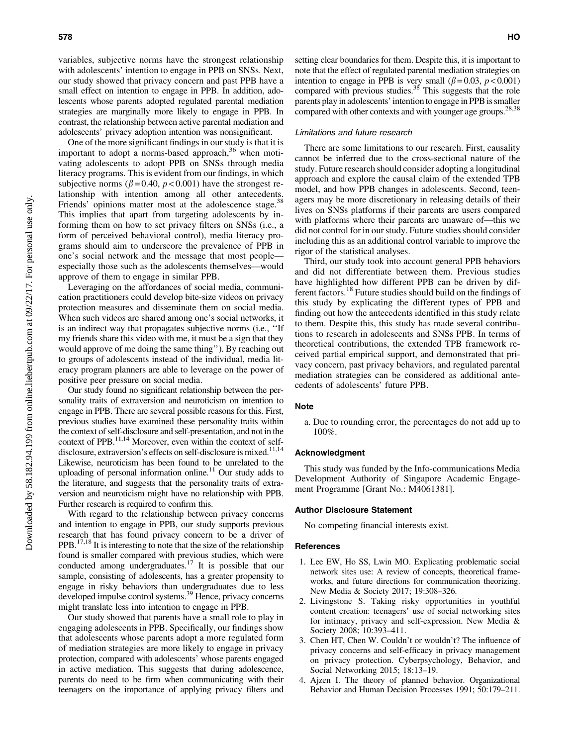variables, subjective norms have the strongest relationship with adolescents' intention to engage in PPB on SNSs. Next, our study showed that privacy concern and past PPB have a small effect on intention to engage in PPB. In addition, adolescents whose parents adopted regulated parental mediation strategies are marginally more likely to engage in PPB. In contrast, the relationship between active parental mediation and adolescents' privacy adoption intention was nonsignificant.

One of the more significant findings in our study is that it is important to adopt a norms-based approach,[36] when motivating adolescents to adopt PPB on SNSs through media literacy programs. This is evident from our findings, in which subjective norms ($\beta = 0.40$, $p < 0.001$) have the strongest relationship with intention among all other antecedents. Friends' opinions matter most at the adolescence stage.[38] This implies that apart from targeting adolescents by informing them on how to set privacy filters on SNSs (i.e., a form of perceived behavioral control), media literacy programs should aim to underscore the prevalence of PPB in one's social network and the message that most people—especially those such as the adolescents themselves—would approve of them to engage in similar PPB.

Leveraging on the affordances of social media, communication practitioners could develop bite-size videos on privacy protection measures and disseminate them on social media. When such videos are shared among one's social networks, it is an indirect way that propagates subjective norms (i.e., "If my friends share this video with me, it must be a sign that they would approve of me doing the same thing"). By reaching out to groups of adolescents instead of the individual, media literacy program planners are able to leverage on the power of positive peer pressure on social media.

Our study found no significant relationship between the personality traits of extraversion and neuroticism on intention to engage in PPB. There are several possible reasons for this. First, previous studies have examined these personality traits within the context of self-disclosure and self-presentation, and not in the context of PPB.[11,14] Moreover, even within the context of self-disclosure, extraversion's effects on self-disclosure is mixed.[11,14] Likewise, neuroticism has been found to be unrelated to the uploading of personal information online.[11] Our study adds to the literature, and suggests that the personality traits of extraversion and neuroticism might have no relationship with PPB. Further research is required to confirm this.

With regard to the relationship between privacy concerns and intention to engage in PPB, our study supports previous research that has found privacy concern to be a driver of PPB.[17,18] It is interesting to note that the size of the relationship found is smaller compared with previous studies, which were conducted among undergraduates.[17] It is possible that our sample, consisting of adolescents, has a greater propensity to engage in risky behaviors than undergraduates due to less developed impulse control systems.[39] Hence, privacy concerns might translate less into intention to engage in PPB.

Our study showed that parents have a small role to play in engaging adolescents in PPB. Specifically, our findings show that adolescents whose parents adopt a more regulated form of mediation strategies are more likely to engage in privacy protection, compared with adolescents' whose parents engaged in active mediation. This suggests that during adolescence, parents do need to be firm when communicating with their teenagers on the importance of applying privacy filters and setting clear boundaries for them. Despite this, it is important to note that the effect of regulated parental mediation strategies on intention to engage in PPB is very small ($\beta = 0.03$, $p < 0.001$) compared with previous studies.[38] This suggests that the role parents play in adolescents' intention to engage in PPB is smaller compared with other contexts and with younger age groups.[28,38]

### *Limitations and future research*

There are some limitations to our research. First, causality cannot be inferred due to the cross-sectional nature of the study. Future research should consider adopting a longitudinal approach and explore the causal claim of the extended TPB model, and how PPB changes in adolescents. Second, teenagers may be more discretionary in releasing details of their lives on SNSs platforms if their parents are users compared with platforms where their parents are unaware of—this we did not control for in our study. Future studies should consider including this as an additional control variable to improve the rigor of the statistical analyses.

Third, our study took into account general PPB behaviors and did not differentiate between them. Previous studies have highlighted how different PPB can be driven by different factors.[18] Future studies should build on the findings of this study by explicating the different types of PPB and finding out how the antecedents identified in this study relate to them. Despite this, this study has made several contributions to research in adolescents and SNSs PPB. In terms of theoretical contributions, the extended TPB framework received partial empirical support, and demonstrated that privacy concern, past privacy behaviors, and regulated parental mediation strategies can be considered as additional antecedents of adolescents' future PPB.

## Note

a. Due to rounding error, the percentages do not add up to 100%.

## Acknowledgment

This study was funded by the Info-communications Media Development Authority of Singapore Academic Engagement Programme [Grant No.: M4061381].

## Author Disclosure Statement

No competing financial interests exist.

## References

1. Lee EW, Ho SS, Lwin MO. Explicating problematic social network sites use: A review of concepts, theoretical frameworks, and future directions for communication theorizing. New Media & Society 2017; 19:308–326.
2. Livingstone S. Taking risky opportunities in youthful content creation: teenagers' use of social networking sites for intimacy, privacy and self-expression. New Media & Society 2008; 10:393–411.
3. Chen HT, Chen W. Couldn't or wouldn't? The influence of privacy concerns and self-efficacy in privacy management on privacy protection. Cyberpsychology, Behavior, and Social Networking 2015; 18:13–19.
4. Ajzen I. The theory of planned behavior. Organizational Behavior and Human Decision Processes 1991; 50:179–211.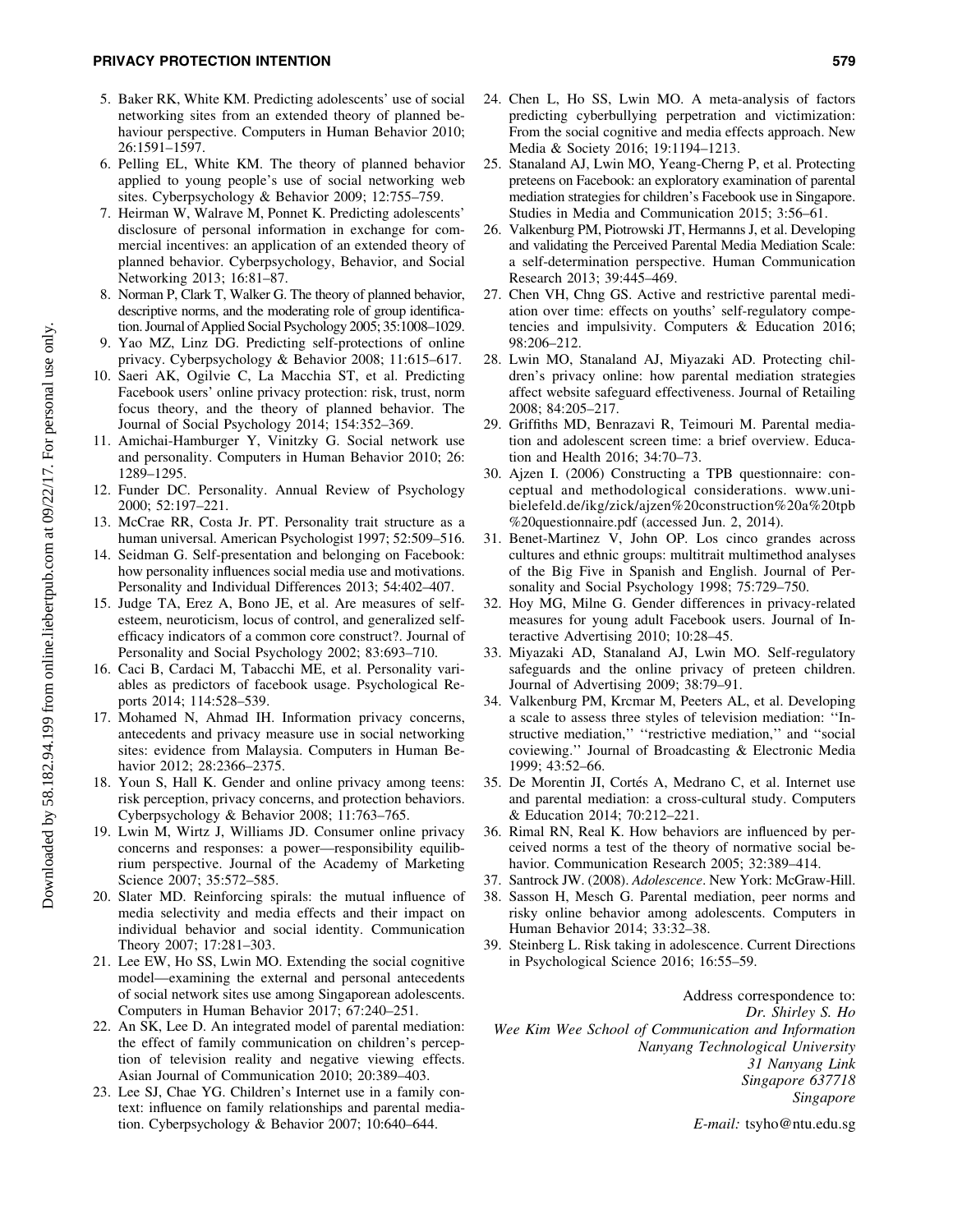5. Baker RK, White KM. Predicting adolescents' use of social networking sites from an extended theory of planned behaviour perspective. Computers in Human Behavior 2010; 26:1591–1597.
6. Pelling EL, White KM. The theory of planned behavior applied to young people's use of social networking web sites. Cyberpsychology & Behavior 2009; 12:755–759.
7. Heirman W, Walrave M, Ponnet K. Predicting adolescents' disclosure of personal information in exchange for commercial incentives: an application of an extended theory of planned behavior. Cyberpsychology, Behavior, and Social Networking 2013; 16:81–87.
8. Norman P, Clark T, Walker G. The theory of planned behavior, descriptive norms, and the moderating role of group identification. Journal of Applied Social Psychology 2005; 35:1008–1029.
9. Yao MZ, Linz DG. Predicting self-protections of online privacy. Cyberpsychology & Behavior 2008; 11:615–617.
10. Saeri AK, Ogilvie C, La Macchia ST, et al. Predicting Facebook users' online privacy protection: risk, trust, norm focus theory, and the theory of planned behavior. The Journal of Social Psychology 2014; 154:352–369.
11. Amichai-Hamburger Y, Vinitzky G. Social network use and personality. Computers in Human Behavior 2010; 26: 1289–1295.
12. Funder DC. Personality. Annual Review of Psychology 2000; 52:197–221.
13. McCrae RR, Costa Jr. PT. Personality trait structure as a human universal. American Psychologist 1997; 52:509–516.
14. Seidman G. Self-presentation and belonging on Facebook: how personality influences social media use and motivations. Personality and Individual Differences 2013; 54:402–407.
15. Judge TA, Erez A, Bono JE, et al. Are measures of self-esteem, neuroticism, locus of control, and generalized self-efficacy indicators of a common core construct?. Journal of Personality and Social Psychology 2002; 83:693–710.
16. Caci B, Cardaci M, Tabacchi ME, et al. Personality variables as predictors of facebook usage. Psychological Reports 2014; 114:528–539.
17. Mohamed N, Ahmad IH. Information privacy concerns, antecedents and privacy measure use in social networking sites: evidence from Malaysia. Computers in Human Behavior 2012; 28:2366–2375.
18. Youn S, Hall K. Gender and online privacy among teens: risk perception, privacy concerns, and protection behaviors. Cyberpsychology & Behavior 2008; 11:763–765.
19. Lwin M, Wirtz J, Williams JD. Consumer online privacy concerns and responses: a power—responsibility equilibrium perspective. Journal of the Academy of Marketing Science 2007; 35:572–585.
20. Slater MD. Reinforcing spirals: the mutual influence of media selectivity and media effects and their impact on individual behavior and social identity. Communication Theory 2007; 17:281–303.
21. Lee EW, Ho SS, Lwin MO. Extending the social cognitive model—examining the external and personal antecedents of social network sites use among Singaporean adolescents. Computers in Human Behavior 2017; 67:240–251.
22. An SK, Lee D. An integrated model of parental mediation: the effect of family communication on children's perception of television reality and negative viewing effects. Asian Journal of Communication 2010; 20:389–403.
23. Lee SJ, Chae YG. Children's Internet use in a family context: influence on family relationships and parental mediation. Cyberpsychology & Behavior 2007; 10:640–644.
24. Chen L, Ho SS, Lwin MO. A meta-analysis of factors predicting cyberbullying perpetration and victimization: From the social cognitive and media effects approach. New Media & Society 2016; 19:1194–1213.
25. Stanaland AJ, Lwin MO, Yeang-Cherng P, et al. Protecting preteens on Facebook: an exploratory examination of parental mediation strategies for children's Facebook use in Singapore. Studies in Media and Communication 2015; 3:56–61.
26. Valkenburg PM, Piotrowski JT, Hermanns J, et al. Developing and validating the Perceived Parental Media Mediation Scale: a self-determination perspective. Human Communication Research 2013; 39:445–469.
27. Chen VH, Chng GS. Active and restrictive parental mediation over time: effects on youths' self-regulatory competencies and impulsivity. Computers & Education 2016; 98:206–212.
28. Lwin MO, Stanaland AJ, Miyazaki AD. Protecting children's privacy online: how parental mediation strategies affect website safeguard effectiveness. Journal of Retailing 2008; 84:205–217.
29. Griffiths MD, Benrazavi R, Teimouri M. Parental mediation and adolescent screen time: a brief overview. Education and Health 2016; 34:70–73.
30. Ajzen I. (2006) Constructing a TPB questionnaire: conceptual and methodological considerations. www.uni-bielefeld.de/ikg/zick/ajzen%20construction%20a%20tpb%20questionnaire.pdf (accessed Jun. 2, 2014).
31. Benet-Martinez V, John OP. Los cinco grandes across cultures and ethnic groups: multitrait multimethod analyses of the Big Five in Spanish and English. Journal of Personality and Social Psychology 1998; 75:729–750.
32. Hoy MG, Milne G. Gender differences in privacy-related measures for young adult Facebook users. Journal of Interactive Advertising 2010; 10:28–45.
33. Miyazaki AD, Stanaland AJ, Lwin MO. Self-regulatory safeguards and the online privacy of preteen children. Journal of Advertising 2009; 38:79–91.
34. Valkenburg PM, Krcmar M, Peeters AL, et al. Developing a scale to assess three styles of television mediation: ''Instructive mediation,'' ''restrictive mediation,'' and ''social coviewing.'' Journal of Broadcasting & Electronic Media 1999; 43:52–66.
35. De Morentin JI, Cortés A, Medrano C, et al. Internet use and parental mediation: a cross-cultural study. Computers & Education 2014; 70:212–221.
36. Rimal RN, Real K. How behaviors are influenced by perceived norms a test of the theory of normative social behavior. Communication Research 2005; 32:389–414.
37. Santrock JW. (2008). *Adolescence*. New York: McGraw-Hill.
38. Sasson H, Mesch G. Parental mediation, peer norms and risky online behavior among adolescents. Computers in Human Behavior 2014; 33:32–38.
39. Steinberg L. Risk taking in adolescence. Current Directions in Psychological Science 2016; 16:55–59.

Address correspondence to:
*Dr. Shirley S. Ho*
*Wee Kim Wee School of Communication and Information*
*Nanyang Technological University*
*31 Nanyang Link*
*Singapore 637718*
*Singapore*

*E-mail:* tsyho@ntu.edu.sg